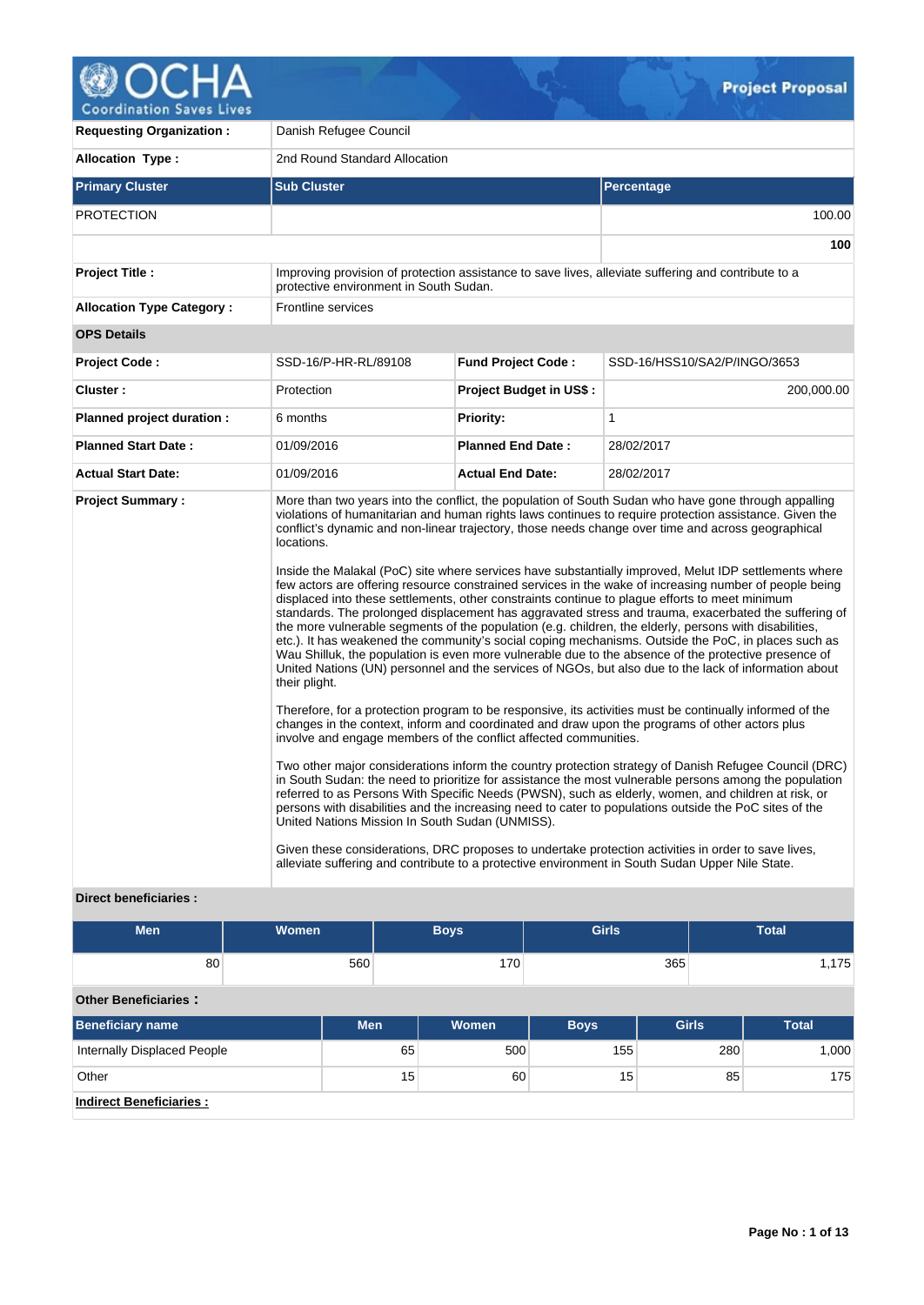**Project Proposal**

| | | | |
|---|---|---|---|
| **Requesting Organization :** | Danish Refugee Council | | |
| **Allocation Type :** | 2nd Round Standard Allocation | | |

| Primary Cluster | Sub Cluster | Percentage |
|---|---|---|
| PROTECTION | | 100.00 |
| | | **100** |

| | | | |
|---|---|---|---|
| **Project Title :** | Improving provision of protection assistance to save lives, alleviate suffering and contribute to a protective environment in South Sudan. | | |
| **Allocation Type Category :** | Frontline services | | |
| **OPS Details** | | | |
| **Project Code :** | SSD-16/P-HR-RL/89108 | **Fund Project Code :** | SSD-16/HSS10/SA2/P/INGO/3653 |
| **Cluster :** | Protection | **Project Budget in US$ :** | 200,000.00 |
| **Planned project duration :** | 6 months | **Priority:** | 1 |
| **Planned Start Date :** | 01/09/2016 | **Planned End Date :** | 28/02/2017 |
| **Actual Start Date:** | 01/09/2016 | **Actual End Date:** | 28/02/2017 |

**Project Summary :**

More than two years into the conflict, the population of South Sudan who have gone through appalling violations of humanitarian and human rights laws continues to require protection assistance. Given the conflict's dynamic and non-linear trajectory, those needs change over time and across geographical locations.

Inside the Malakal (PoC) site where services have substantially improved, Melut IDP settlements where few actors are offering resource constrained services in the wake of increasing number of people being displaced into these settlements, other constraints continue to plague efforts to meet minimum standards. The prolonged displacement has aggravated stress and trauma, exacerbated the suffering of the more vulnerable segments of the population (e.g. children, the elderly, persons with disabilities, etc.). It has weakened the community's social coping mechanisms. Outside the PoC, in places such as Wau Shilluk, the population is even more vulnerable due to the absence of the protective presence of United Nations (UN) personnel and the services of NGOs, but also due to the lack of information about their plight.

Therefore, for a protection program to be responsive, its activities must be continually informed of the changes in the context, inform and coordinated and draw upon the programs of other actors plus involve and engage members of the conflict affected communities.

Two other major considerations inform the country protection strategy of Danish Refugee Council (DRC) in South Sudan: the need to prioritize for assistance the most vulnerable persons among the population referred to as Persons With Specific Needs (PWSN), such as elderly, women, and children at risk, or persons with disabilities and the increasing need to cater to populations outside the PoC sites of the United Nations Mission In South Sudan (UNMISS).

Given these considerations, DRC proposes to undertake protection activities in order to save lives, alleviate suffering and contribute to a protective environment in South Sudan Upper Nile State.

**Direct beneficiaries :**

| Men | Women | Boys | Girls | Total |
|---|---|---|---|---|
| 80 | 560 | 170 | 365 | 1,175 |

**Other Beneficiaries :**

| Beneficiary name | Men | Women | Boys | Girls | Total |
|---|---|---|---|---|---|
| Internally Displaced People | 65 | 500 | 155 | 280 | 1,000 |
| Other | 15 | 60 | 15 | 85 | 175 |

**Indirect Beneficiaries :**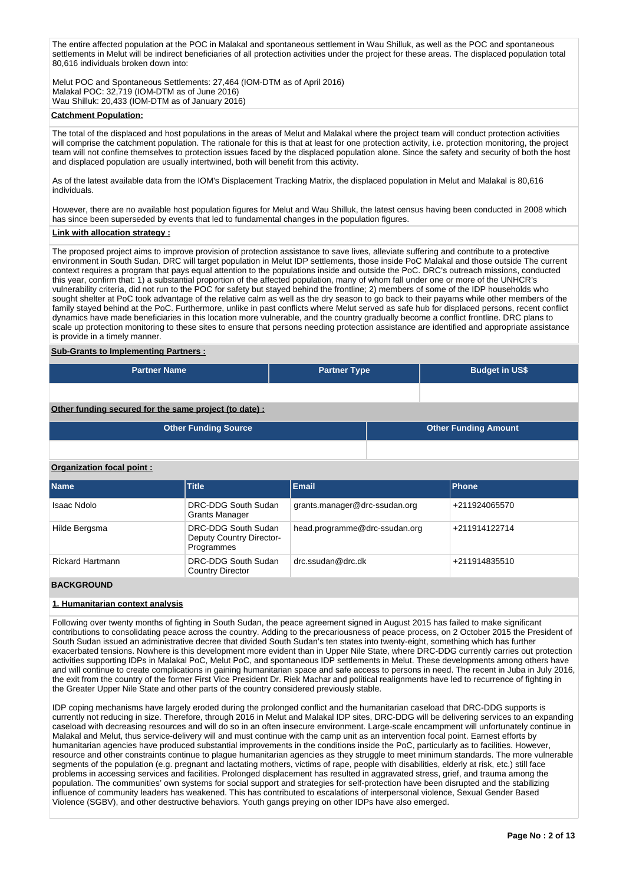The entire affected population at the POC in Malakal and spontaneous settlement in Wau Shilluk, as well as the POC and spontaneous settlements in Melut will be indirect beneficiaries of all protection activities under the project for these areas. The displaced population total 80,616 individuals broken down into:

Melut POC and Spontaneous Settlements: 27,464 (IOM-DTM as of April 2016)
Malakal POC: 32,719 (IOM-DTM as of June 2016)
Wau Shilluk: 20,433 (IOM-DTM as of January 2016)

**Catchment Population:**

The total of the displaced and host populations in the areas of Melut and Malakal where the project team will conduct protection activities will comprise the catchment population. The rationale for this is that at least for one protection activity, i.e. protection monitoring, the project team will not confine themselves to protection issues faced by the displaced population alone. Since the safety and security of both the host and displaced population are usually intertwined, both will benefit from this activity.

As of the latest available data from the IOM's Displacement Tracking Matrix, the displaced population in Melut and Malakal is 80,616 individuals.

However, there are no available host population figures for Melut and Wau Shilluk, the latest census having been conducted in 2008 which has since been superseded by events that led to fundamental changes in the population figures.

**Link with allocation strategy :**

The proposed project aims to improve provision of protection assistance to save lives, alleviate suffering and contribute to a protective environment in South Sudan. DRC will target population in Melut IDP settlements, those inside PoC Malakal and those outside The current context requires a program that pays equal attention to the populations inside and outside the PoC. DRC's outreach missions, conducted this year, confirm that: 1) a substantial proportion of the affected population, many of whom fall under one or more of the UNHCR's vulnerability criteria, did not run to the POC for safety but stayed behind the frontline; 2) members of some of the IDP households who sought shelter at PoC took advantage of the relative calm as well as the dry season to go back to their payams while other members of the family stayed behind at the PoC. Furthermore, unlike in past conflicts where Melut served as safe hub for displaced persons, recent conflict dynamics have made beneficiaries in this location more vulnerable, and the country gradually become a conflict frontline. DRC plans to scale up protection monitoring to these sites to ensure that persons needing protection assistance are identified and appropriate assistance is provide in a timely manner.

**Sub-Grants to Implementing Partners :**

| Partner Name | Partner Type | Budget in US$ |
|---|---|---|
| | | |

**Other funding secured for the same project (to date) :**

| Other Funding Source | Other Funding Amount |
|---|---|
| | |

**Organization focal point :**

| Name | Title | Email | Phone |
|---|---|---|---|
| Isaac Ndolo | DRC-DDG South Sudan Grants Manager | grants.manager@drc-ssudan.org | +211924065570 |
| Hilde Bergsma | DRC-DDG South Sudan Deputy Country Director-Programmes | head.programme@drc-ssudan.org | +211914122714 |
| Rickard Hartmann | DRC-DDG South Sudan Country Director | drc.ssudan@drc.dk | +211914835510 |

## BACKGROUND

### 1. Humanitarian context analysis

Following over twenty months of fighting in South Sudan, the peace agreement signed in August 2015 has failed to make significant contributions to consolidating peace across the country. Adding to the precariousness of peace process, on 2 October 2015 the President of South Sudan issued an administrative decree that divided South Sudan's ten states into twenty-eight, something which has further exacerbated tensions. Nowhere is this development more evident than in Upper Nile State, where DRC-DDG currently carries out protection activities supporting IDPs in Malakal PoC, Melut PoC, and spontaneous IDP settlements in Melut. These developments among others have and will continue to create complications in gaining humanitarian space and safe access to persons in need. The recent in Juba in July 2016, the exit from the country of the former First Vice President Dr. Riek Machar and political realignments have led to recurrence of fighting in the Greater Upper Nile State and other parts of the country considered previously stable.

IDP coping mechanisms have largely eroded during the prolonged conflict and the humanitarian caseload that DRC-DDG supports is currently not reducing in size. Therefore, through 2016 in Melut and Malakal IDP sites, DRC-DDG will be delivering services to an expanding caseload with decreasing resources and will do so in an often insecure environment. Large-scale encampment will unfortunately continue in Malakal and Melut, thus service-delivery will and must continue with the camp unit as an intervention focal point. Earnest efforts by humanitarian agencies have produced substantial improvements in the conditions inside the PoC, particularly as to facilities. However, resource and other constraints continue to plague humanitarian agencies as they struggle to meet minimum standards. The more vulnerable segments of the population (e.g. pregnant and lactating mothers, victims of rape, people with disabilities, elderly at risk, etc.) still face problems in accessing services and facilities. Prolonged displacement has resulted in aggravated stress, grief, and trauma among the population. The communities' own systems for social support and strategies for self-protection have been disrupted and the stabilizing influence of community leaders has weakened. This has contributed to escalations of interpersonal violence, Sexual Gender Based Violence (SGBV), and other destructive behaviors. Youth gangs preying on other IDPs have also emerged.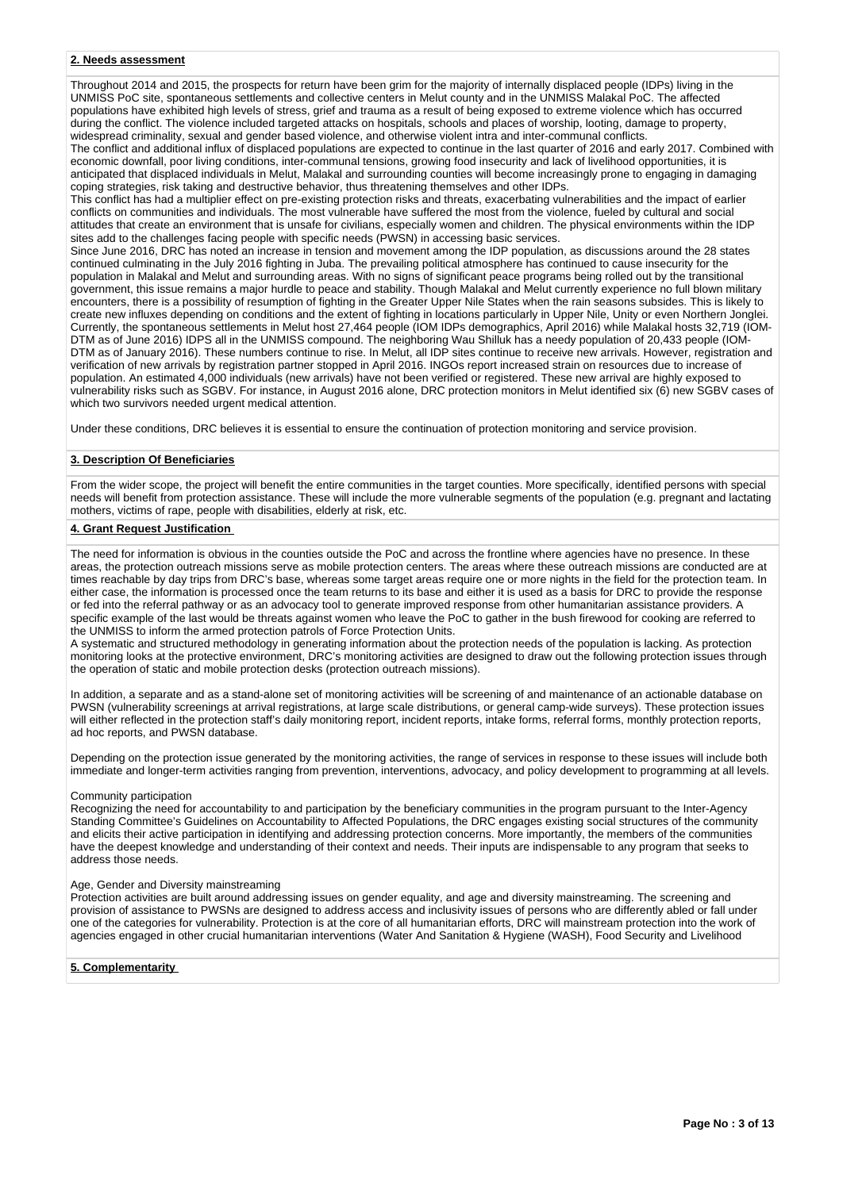## 2. Needs assessment

Throughout 2014 and 2015, the prospects for return have been grim for the majority of internally displaced people (IDPs) living in the UNMISS PoC site, spontaneous settlements and collective centers in Melut county and in the UNMISS Malakal PoC. The affected populations have exhibited high levels of stress, grief and trauma as a result of being exposed to extreme violence which has occurred during the conflict. The violence included targeted attacks on hospitals, schools and places of worship, looting, damage to property, widespread criminality, sexual and gender based violence, and otherwise violent intra and inter-communal conflicts.

The conflict and additional influx of displaced populations are expected to continue in the last quarter of 2016 and early 2017. Combined with economic downfall, poor living conditions, inter-communal tensions, growing food insecurity and lack of livelihood opportunities, it is anticipated that displaced individuals in Melut, Malakal and surrounding counties will become increasingly prone to engaging in damaging coping strategies, risk taking and destructive behavior, thus threatening themselves and other IDPs.

This conflict has had a multiplier effect on pre-existing protection risks and threats, exacerbating vulnerabilities and the impact of earlier conflicts on communities and individuals. The most vulnerable have suffered the most from the violence, fueled by cultural and social attitudes that create an environment that is unsafe for civilians, especially women and children. The physical environments within the IDP sites add to the challenges facing people with specific needs (PWSN) in accessing basic services.

Since June 2016, DRC has noted an increase in tension and movement among the IDP population, as discussions around the 28 states continued culminating in the July 2016 fighting in Juba. The prevailing political atmosphere has continued to cause insecurity for the population in Malakal and Melut and surrounding areas. With no signs of significant peace programs being rolled out by the transitional government, this issue remains a major hurdle to peace and stability. Though Malakal and Melut currently experience no full blown military encounters, there is a possibility of resumption of fighting in the Greater Upper Nile States when the rain seasons subsides. This is likely to create new influxes depending on conditions and the extent of fighting in locations particularly in Upper Nile, Unity or even Northern Jonglei. Currently, the spontaneous settlements in Melut host 27,464 people (IOM IDPs demographics, April 2016) while Malakal hosts 32,719 (IOM-DTM as of June 2016) IDPS all in the UNMISS compound. The neighboring Wau Shilluk has a needy population of 20,433 people (IOM-DTM as of January 2016). These numbers continue to rise. In Melut, all IDP sites continue to receive new arrivals. However, registration and verification of new arrivals by registration partner stopped in April 2016. INGOs report increased strain on resources due to increase of population. An estimated 4,000 individuals (new arrivals) have not been verified or registered. These new arrival are highly exposed to vulnerability risks such as SGBV. For instance, in August 2016 alone, DRC protection monitors in Melut identified six (6) new SGBV cases of which two survivors needed urgent medical attention.

Under these conditions, DRC believes it is essential to ensure the continuation of protection monitoring and service provision.

## 3. Description Of Beneficiaries

From the wider scope, the project will benefit the entire communities in the target counties. More specifically, identified persons with special needs will benefit from protection assistance. These will include the more vulnerable segments of the population (e.g. pregnant and lactating mothers, victims of rape, people with disabilities, elderly at risk, etc.

## 4. Grant Request Justification

The need for information is obvious in the counties outside the PoC and across the frontline where agencies have no presence. In these areas, the protection outreach missions serve as mobile protection centers. The areas where these outreach missions are conducted are at times reachable by day trips from DRC's base, whereas some target areas require one or more nights in the field for the protection team. In either case, the information is processed once the team returns to its base and either it is used as a basis for DRC to provide the response or fed into the referral pathway or as an advocacy tool to generate improved response from other humanitarian assistance providers. A specific example of the last would be threats against women who leave the PoC to gather in the bush firewood for cooking are referred to the UNMISS to inform the armed protection patrols of Force Protection Units.

A systematic and structured methodology in generating information about the protection needs of the population is lacking. As protection monitoring looks at the protective environment, DRC's monitoring activities are designed to draw out the following protection issues through the operation of static and mobile protection desks (protection outreach missions).

In addition, a separate and as a stand-alone set of monitoring activities will be screening of and maintenance of an actionable database on PWSN (vulnerability screenings at arrival registrations, at large scale distributions, or general camp-wide surveys). These protection issues will either reflected in the protection staff's daily monitoring report, incident reports, intake forms, referral forms, monthly protection reports, ad hoc reports, and PWSN database.

Depending on the protection issue generated by the monitoring activities, the range of services in response to these issues will include both immediate and longer-term activities ranging from prevention, interventions, advocacy, and policy development to programming at all levels.

Community participation

Recognizing the need for accountability to and participation by the beneficiary communities in the program pursuant to the Inter-Agency Standing Committee's Guidelines on Accountability to Affected Populations, the DRC engages existing social structures of the community and elicits their active participation in identifying and addressing protection concerns. More importantly, the members of the communities have the deepest knowledge and understanding of their context and needs. Their inputs are indispensable to any program that seeks to address those needs.

Age, Gender and Diversity mainstreaming

Protection activities are built around addressing issues on gender equality, and age and diversity mainstreaming. The screening and provision of assistance to PWSNs are designed to address access and inclusivity issues of persons who are differently abled or fall under one of the categories for vulnerability. Protection is at the core of all humanitarian efforts, DRC will mainstream protection into the work of agencies engaged in other crucial humanitarian interventions (Water And Sanitation & Hygiene (WASH), Food Security and Livelihood

## 5. Complementarity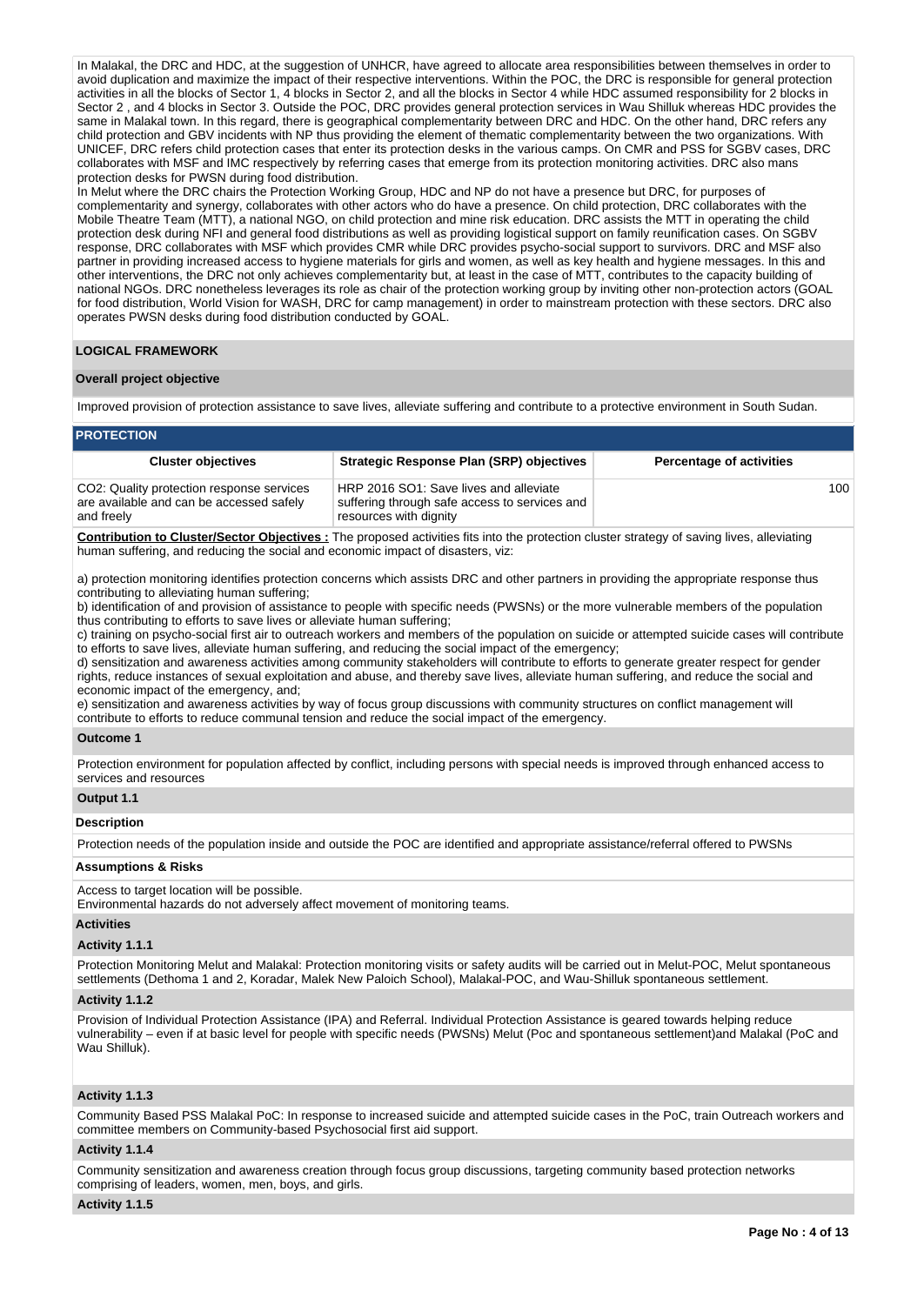In Malakal, the DRC and HDC, at the suggestion of UNHCR, have agreed to allocate area responsibilities between themselves in order to avoid duplication and maximize the impact of their respective interventions. Within the POC, the DRC is responsible for general protection activities in all the blocks of Sector 1, 4 blocks in Sector 2, and all the blocks in Sector 4 while HDC assumed responsibility for 2 blocks in Sector 2 , and 4 blocks in Sector 3. Outside the POC, DRC provides general protection services in Wau Shilluk whereas HDC provides the same in Malakal town. In this regard, there is geographical complementarity between DRC and HDC. On the other hand, DRC refers any child protection and GBV incidents with NP thus providing the element of thematic complementarity between the two organizations. With UNICEF, DRC refers child protection cases that enter its protection desks in the various camps. On CMR and PSS for SGBV cases, DRC collaborates with MSF and IMC respectively by referring cases that emerge from its protection monitoring activities. DRC also mans protection desks for PWSN during food distribution.
In Melut where the DRC chairs the Protection Working Group, HDC and NP do not have a presence but DRC, for purposes of complementarity and synergy, collaborates with other actors who do have a presence. On child protection, DRC collaborates with the Mobile Theatre Team (MTT), a national NGO, on child protection and mine risk education. DRC assists the MTT in operating the child protection desk during NFI and general food distributions as well as providing logistical support on family reunification cases. On SGBV response, DRC collaborates with MSF which provides CMR while DRC provides psycho-social support to survivors. DRC and MSF also partner in providing increased access to hygiene materials for girls and women, as well as key health and hygiene messages. In this and other interventions, the DRC not only achieves complementarity but, at least in the case of MTT, contributes to the capacity building of national NGOs. DRC nonetheless leverages its role as chair of the protection working group by inviting other non-protection actors (GOAL for food distribution, World Vision for WASH, DRC for camp management) in order to mainstream protection with these sectors. DRC also operates PWSN desks during food distribution conducted by GOAL.

## LOGICAL FRAMEWORK

### Overall project objective

Improved provision of protection assistance to save lives, alleviate suffering and contribute to a protective environment in South Sudan.

### PROTECTION

| Cluster objectives | Strategic Response Plan (SRP) objectives | Percentage of activities |
|---|---|---|
| CO2: Quality protection response services are available and can be accessed safely and freely | HRP 2016 SO1: Save lives and alleviate suffering through safe access to services and resources with dignity | 100 |

**Contribution to Cluster/Sector Objectives :** The proposed activities fits into the protection cluster strategy of saving lives, alleviating human suffering, and reducing the social and economic impact of disasters, viz:

a) protection monitoring identifies protection concerns which assists DRC and other partners in providing the appropriate response thus contributing to alleviating human suffering;
b) identification of and provision of assistance to people with specific needs (PWSNs) or the more vulnerable members of the population thus contributing to efforts to save lives or alleviate human suffering;
c) training on psycho-social first air to outreach workers and members of the population on suicide or attempted suicide cases will contribute to efforts to save lives, alleviate human suffering, and reducing the social impact of the emergency;
d) sensitization and awareness activities among community stakeholders will contribute to efforts to generate greater respect for gender rights, reduce instances of sexual exploitation and abuse, and thereby save lives, alleviate human suffering, and reduce the social and economic impact of the emergency, and;
e) sensitization and awareness activities by way of focus group discussions with community structures on conflict management will contribute to efforts to reduce communal tension and reduce the social impact of the emergency.

### Outcome 1

Protection environment for population affected by conflict, including persons with special needs is improved through enhanced access to services and resources

### Output 1.1

#### Description

Protection needs of the population inside and outside the POC are identified and appropriate assistance/referral offered to PWSNs

#### Assumptions & Risks

Access to target location will be possible.
Environmental hazards do not adversely affect movement of monitoring teams.

#### Activities

**Activity 1.1.1**

Protection Monitoring Melut and Malakal: Protection monitoring visits or safety audits will be carried out in Melut-POC, Melut spontaneous settlements (Dethoma 1 and 2, Koradar, Malek New Paloich School), Malakal-POC, and Wau-Shilluk spontaneous settlement.

**Activity 1.1.2**

Provision of Individual Protection Assistance (IPA) and Referral. Individual Protection Assistance is geared towards helping reduce vulnerability – even if at basic level for people with specific needs (PWSNs) Melut (Poc and spontaneous settlement)and Malakal (PoC and Wau Shilluk).

**Activity 1.1.3**

Community Based PSS Malakal PoC: In response to increased suicide and attempted suicide cases in the PoC, train Outreach workers and committee members on Community-based Psychosocial first aid support.

**Activity 1.1.4**

Community sensitization and awareness creation through focus group discussions, targeting community based protection networks comprising of leaders, women, men, boys, and girls.

**Activity 1.1.5**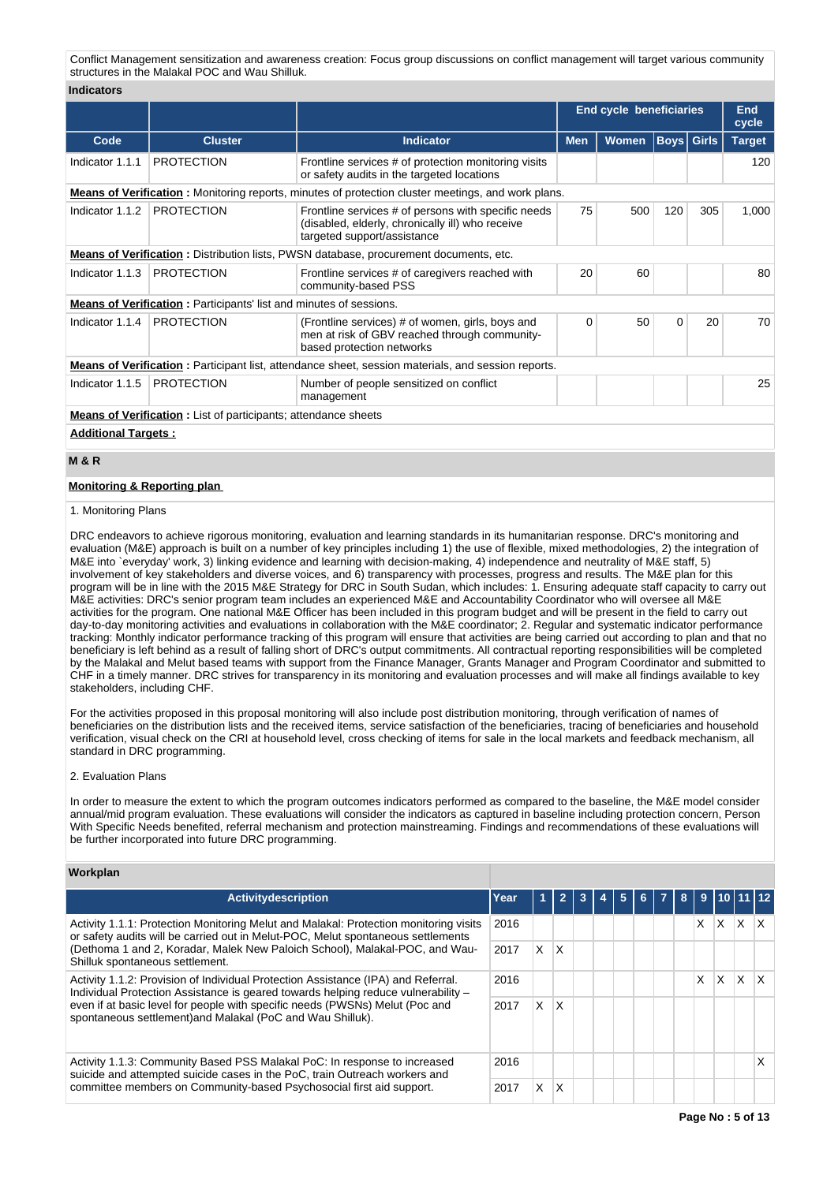Conflict Management sensitization and awareness creation: Focus group discussions on conflict management will target various community structures in the Malakal POC and Wau Shilluk.

**Indicators**

| | | | End cycle beneficiaries | | | | End cycle |
|---|---|---|---|---|---|---|---|
| **Code** | **Cluster** | **Indicator** | **Men** | **Women** | **Boys** | **Girls** | **Target** |
| Indicator 1.1.1 | PROTECTION | Frontline services # of protection monitoring visits or safety audits in the targeted locations | | | | | 120 |
| **Means of Verification :** Monitoring reports, minutes of protection cluster meetings, and work plans. | | | | | | | |
| Indicator 1.1.2 | PROTECTION | Frontline services # of persons with specific needs (disabled, elderly, chronically ill) who receive targeted support/assistance | 75 | 500 | 120 | 305 | 1,000 |
| **Means of Verification :** Distribution lists, PWSN database, procurement documents, etc. | | | | | | | |
| Indicator 1.1.3 | PROTECTION | Frontline services # of caregivers reached with community-based PSS | 20 | 60 | | | 80 |
| **Means of Verification :** Participants' list and minutes of sessions. | | | | | | | |
| Indicator 1.1.4 | PROTECTION | (Frontline services) # of women, girls, boys and men at risk of GBV reached through community-based protection networks | 0 | 50 | 0 | 20 | 70 |
| **Means of Verification :** Participant list, attendance sheet, session materials, and session reports. | | | | | | | |
| Indicator 1.1.5 | PROTECTION | Number of people sensitized on conflict management | | | | | 25 |
| **Means of Verification :** List of participants; attendance sheets | | | | | | | |

**Additional Targets :**

## M & R

**Monitoring & Reporting plan**

1. Monitoring Plans

DRC endeavors to achieve rigorous monitoring, evaluation and learning standards in its humanitarian response. DRC's monitoring and evaluation (M&E) approach is built on a number of key principles including 1) the use of flexible, mixed methodologies, 2) the integration of M&E into `everyday' work, 3) linking evidence and learning with decision-making, 4) independence and neutrality of M&E staff, 5) involvement of key stakeholders and diverse voices, and 6) transparency with processes, progress and results. The M&E plan for this program will be in line with the 2015 M&E Strategy for DRC in South Sudan, which includes: 1. Ensuring adequate staff capacity to carry out M&E activities: DRC's senior program team includes an experienced M&E and Accountability Coordinator who will oversee all M&E activities for the program. One national M&E Officer has been included in this program budget and will be present in the field to carry out day-to-day monitoring activities and evaluations in collaboration with the M&E coordinator; 2. Regular and systematic indicator performance tracking: Monthly indicator performance tracking of this program will ensure that activities are being carried out according to plan and that no beneficiary is left behind as a result of falling short of DRC's output commitments. All contractual reporting responsibilities will be completed by the Malakal and Melut based teams with support from the Finance Manager, Grants Manager and Program Coordinator and submitted to CHF in a timely manner. DRC strives for transparency in its monitoring and evaluation processes and will make all findings available to key stakeholders, including CHF.

For the activities proposed in this proposal monitoring will also include post distribution monitoring, through verification of names of beneficiaries on the distribution lists and the received items, service satisfaction of the beneficiaries, tracing of beneficiaries and household verification, visual check on the CRI at household level, cross checking of items for sale in the local markets and feedback mechanism, all standard in DRC programming.

2. Evaluation Plans

In order to measure the extent to which the program outcomes indicators performed as compared to the baseline, the M&E model consider annual/mid program evaluation. These evaluations will consider the indicators as captured in baseline including protection concern, Person With Specific Needs benefited, referral mechanism and protection mainstreaming. Findings and recommendations of these evaluations will be further incorporated into future DRC programming.

**Workplan**

| Activitydescription | Year | 1 | 2 | 3 | 4 | 5 | 6 | 7 | 8 | 9 | 10 | 11 | 12 |
|---|---|---|---|---|---|---|---|---|---|---|---|---|---|
| Activity 1.1.1: Protection Monitoring Melut and Malakal: Protection monitoring visits or safety audits will be carried out in Melut-POC, Melut spontaneous settlements (Dethoma 1 and 2, Koradar, Malek New Paloich School), Malakal-POC, and Wau-Shilluk spontaneous settlement. | 2016 | | | | | | | | | X | X | X | X |
| | 2017 | X | X | | | | | | | | | | |
| Activity 1.1.2: Provision of Individual Protection Assistance (IPA) and Referral. Individual Protection Assistance is geared towards helping reduce vulnerability – even if at basic level for people with specific needs (PWSNs) Melut (Poc and spontaneous settlement)and Malakal (PoC and Wau Shilluk). | 2016 | | | | | | | | | X | X | X | X |
| | 2017 | X | X | | | | | | | | | | |
| Activity 1.1.3: Community Based PSS Malakal PoC: In response to increased suicide and attempted suicide cases in the PoC, train Outreach workers and committee members on Community-based Psychosocial first aid support. | 2016 | | | | | | | | | | | | X |
| | 2017 | X | X | | | | | | | | | | |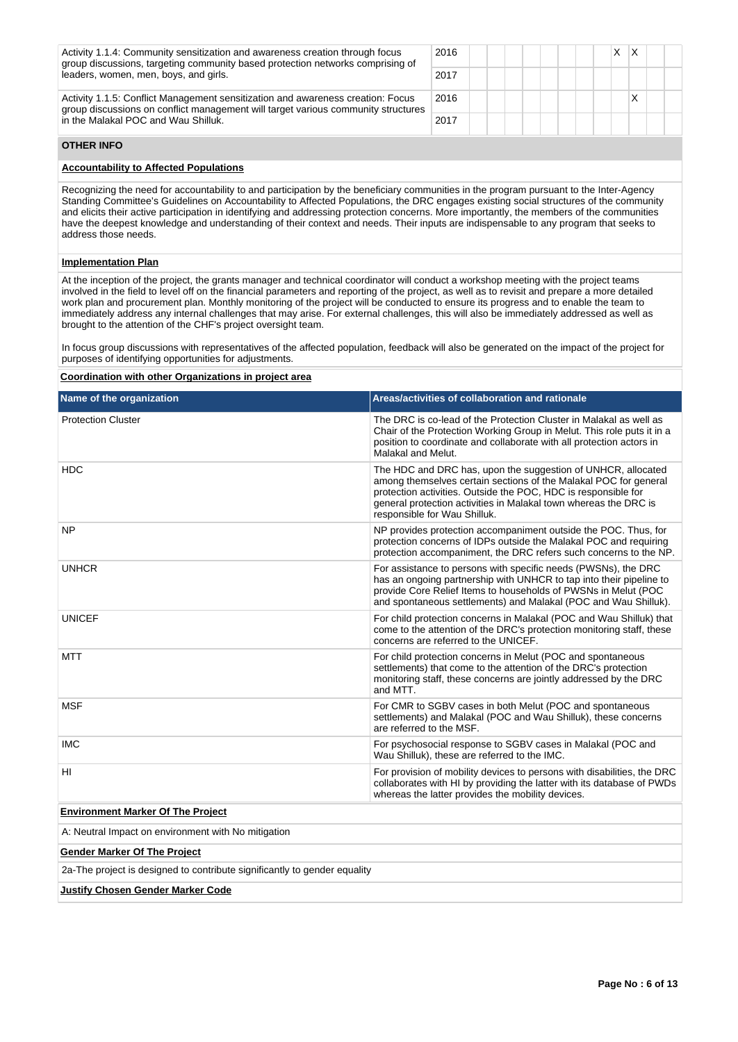| Activity | Year | 1 | 2 | 3 | 4 | 5 | 6 | 7 | 8 | 9 | 10 | 11 | 12 |
|---|---|---|---|---|---|---|---|---|---|---|---|---|---|
| Activity 1.1.4: Community sensitization and awareness creation through focus group discussions, targeting community based protection networks comprising of leaders, women, men, boys, and girls. | 2016 | | | | | | | | | X | X | | |
| | 2017 | | | | | | | | | | | | |
| Activity 1.1.5: Conflict Management sensitization and awareness creation: Focus group discussions on conflict management will target various community structures in the Malakal POC and Wau Shilluk. | 2016 | | | | | | | | | | X | | |
| | 2017 | | | | | | | | | | | | |

## OTHER INFO

**Accountability to Affected Populations**

Recognizing the need for accountability to and participation by the beneficiary communities in the program pursuant to the Inter-Agency Standing Committee's Guidelines on Accountability to Affected Populations, the DRC engages existing social structures of the community and elicits their active participation in identifying and addressing protection concerns. More importantly, the members of the communities have the deepest knowledge and understanding of their context and needs. Their inputs are indispensable to any program that seeks to address those needs.

**Implementation Plan**

At the inception of the project, the grants manager and technical coordinator will conduct a workshop meeting with the project teams involved in the field to level off on the financial parameters and reporting of the project, as well as to revisit and prepare a more detailed work plan and procurement plan. Monthly monitoring of the project will be conducted to ensure its progress and to enable the team to immediately address any internal challenges that may arise. For external challenges, this will also be immediately addressed as well as brought to the attention of the CHF's project oversight team.

In focus group discussions with representatives of the affected population, feedback will also be generated on the impact of the project for purposes of identifying opportunities for adjustments.

**Coordination with other Organizations in project area**

| Name of the organization | Areas/activities of collaboration and rationale |
|---|---|
| Protection Cluster | The DRC is co-lead of the Protection Cluster in Malakal as well as Chair of the Protection Working Group in Melut. This role puts it in a position to coordinate and collaborate with all protection actors in Malakal and Melut. |
| HDC | The HDC and DRC has, upon the suggestion of UNHCR, allocated among themselves certain sections of the Malakal POC for general protection activities. Outside the POC, HDC is responsible for general protection activities in Malakal town whereas the DRC is responsible for Wau Shilluk. |
| NP | NP provides protection accompaniment outside the POC. Thus, for protection concerns of IDPs outside the Malakal POC and requiring protection accompaniment, the DRC refers such concerns to the NP. |
| UNHCR | For assistance to persons with specific needs (PWSNs), the DRC has an ongoing partnership with UNHCR to tap into their pipeline to provide Core Relief Items to households of PWSNs in Melut (POC and spontaneous settlements) and Malakal (POC and Wau Shilluk). |
| UNICEF | For child protection concerns in Malakal (POC and Wau Shilluk) that come to the attention of the DRC's protection monitoring staff, these concerns are referred to the UNICEF. |
| MTT | For child protection concerns in Melut (POC and spontaneous settlements) that come to the attention of the DRC's protection monitoring staff, these concerns are jointly addressed by the DRC and MTT. |
| MSF | For CMR to SGBV cases in both Melut (POC and spontaneous settlements) and Malakal (POC and Wau Shilluk), these concerns are referred to the MSF. |
| IMC | For psychosocial response to SGBV cases in Malakal (POC and Wau Shilluk), these are referred to the IMC. |
| HI | For provision of mobility devices to persons with disabilities, the DRC collaborates with HI by providing the latter with its database of PWDs whereas the latter provides the mobility devices. |

**Environment Marker Of The Project**

A: Neutral Impact on environment with No mitigation

**Gender Marker Of The Project**

2a-The project is designed to contribute significantly to gender equality

**Justify Chosen Gender Marker Code**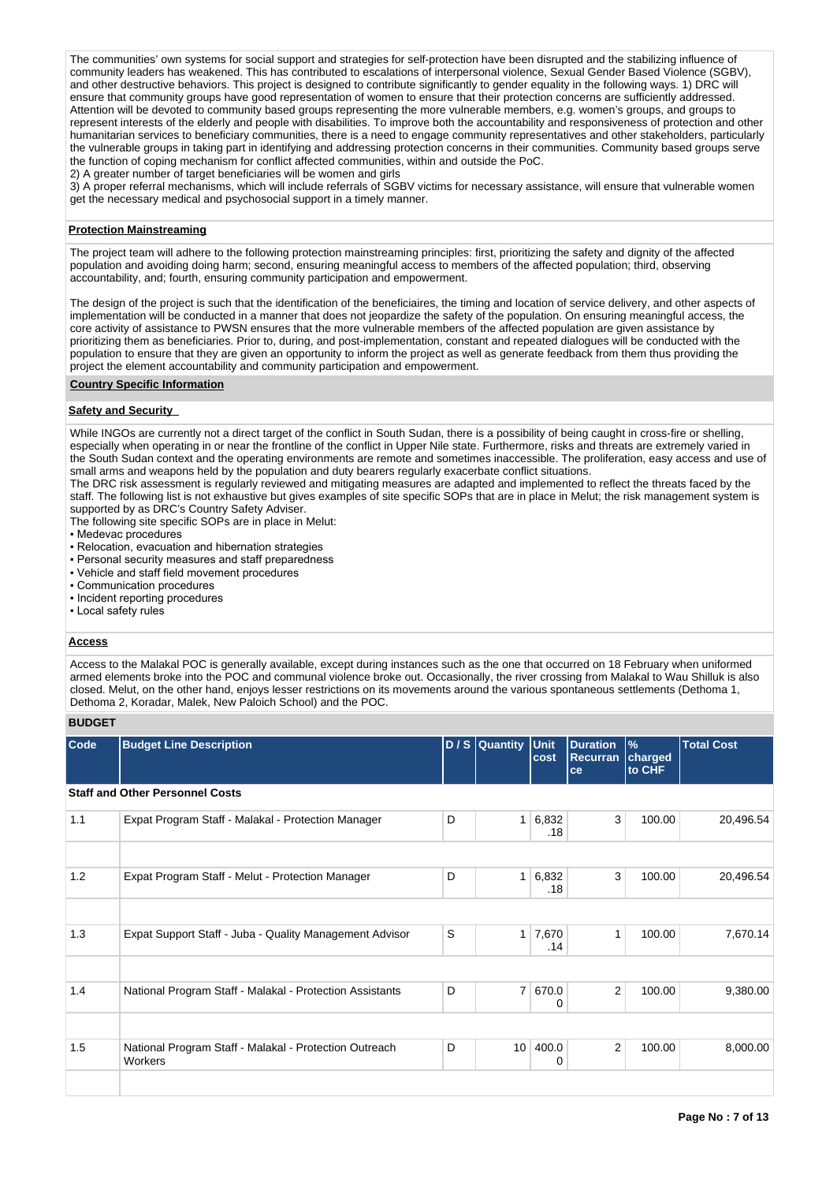The communities' own systems for social support and strategies for self-protection have been disrupted and the stabilizing influence of community leaders has weakened. This has contributed to escalations of interpersonal violence, Sexual Gender Based Violence (SGBV), and other destructive behaviors. This project is designed to contribute significantly to gender equality in the following ways. 1) DRC will ensure that community groups have good representation of women to ensure that their protection concerns are sufficiently addressed. Attention will be devoted to community based groups representing the more vulnerable members, e.g. women's groups, and groups to represent interests of the elderly and people with disabilities. To improve both the accountability and responsiveness of protection and other humanitarian services to beneficiary communities, there is a need to engage community representatives and other stakeholders, particularly the vulnerable groups in taking part in identifying and addressing protection concerns in their communities. Community based groups serve the function of coping mechanism for conflict affected communities, within and outside the PoC.

2) A greater number of target beneficiaries will be women and girls

3) A proper referral mechanisms, which will include referrals of SGBV victims for necessary assistance, will ensure that vulnerable women get the necessary medical and psychosocial support in a timely manner.

**Protection Mainstreaming**

The project team will adhere to the following protection mainstreaming principles: first, prioritizing the safety and dignity of the affected population and avoiding doing harm; second, ensuring meaningful access to members of the affected population; third, observing accountability, and; fourth, ensuring community participation and empowerment.

The design of the project is such that the identification of the beneficiaires, the timing and location of service delivery, and other aspects of implementation will be conducted in a manner that does not jeopardize the safety of the population. On ensuring meaningful access, the core activity of assistance to PWSN ensures that the more vulnerable members of the affected population are given assistance by prioritizing them as beneficiaries. Prior to, during, and post-implementation, constant and repeated dialogues will be conducted with the population to ensure that they are given an opportunity to inform the project as well as generate feedback from them thus providing the project the element accountability and community participation and empowerment.

**Country Specific Information**

**Safety and Security**

While INGOs are currently not a direct target of the conflict in South Sudan, there is a possibility of being caught in cross-fire or shelling, especially when operating in or near the frontline of the conflict in Upper Nile state. Furthermore, risks and threats are extremely varied in the South Sudan context and the operating environments are remote and sometimes inaccessible. The proliferation, easy access and use of small arms and weapons held by the population and duty bearers regularly exacerbate conflict situations.

The DRC risk assessment is regularly reviewed and mitigating measures are adapted and implemented to reflect the threats faced by the staff. The following list is not exhaustive but gives examples of site specific SOPs that are in place in Melut; the risk management system is supported by as DRC's Country Safety Adviser.

The following site specific SOPs are in place in Melut:

- Medevac procedures
- Relocation, evacuation and hibernation strategies
- Personal security measures and staff preparedness
- Vehicle and staff field movement procedures
- Communication procedures
- Incident reporting procedures
- Local safety rules

**Access**

Access to the Malakal POC is generally available, except during instances such as the one that occurred on 18 February when uniformed armed elements broke into the POC and communal violence broke out. Occasionally, the river crossing from Malakal to Wau Shilluk is also closed. Melut, on the other hand, enjoys lesser restrictions on its movements around the various spontaneous settlements (Dethoma 1, Dethoma 2, Koradar, Malek, New Paloich School) and the POC.

**BUDGET**

| Code | Budget Line Description | D / S | Quantity | Unit cost | Duration Recurrance | % charged to CHF | Total Cost |
|---|---|---|---|---|---|---|---|
| **Staff and Other Personnel Costs** | | | | | | | |
| 1.1 | Expat Program Staff - Malakal - Protection Manager | D | 1 | 6,832.18 | 3 | 100.00 | 20,496.54 |
| | | | | | | | |
| 1.2 | Expat Program Staff - Melut - Protection Manager | D | 1 | 6,832.18 | 3 | 100.00 | 20,496.54 |
| | | | | | | | |
| 1.3 | Expat Support Staff - Juba - Quality Management Advisor | S | 1 | 7,670.14 | 1 | 100.00 | 7,670.14 |
| | | | | | | | |
| 1.4 | National Program Staff - Malakal - Protection Assistants | D | 7 | 670.00 | 2 | 100.00 | 9,380.00 |
| | | | | | | | |
| 1.5 | National Program Staff - Malakal - Protection Outreach Workers | D | 10 | 400.00 | 2 | 100.00 | 8,000.00 |
| | | | | | | | |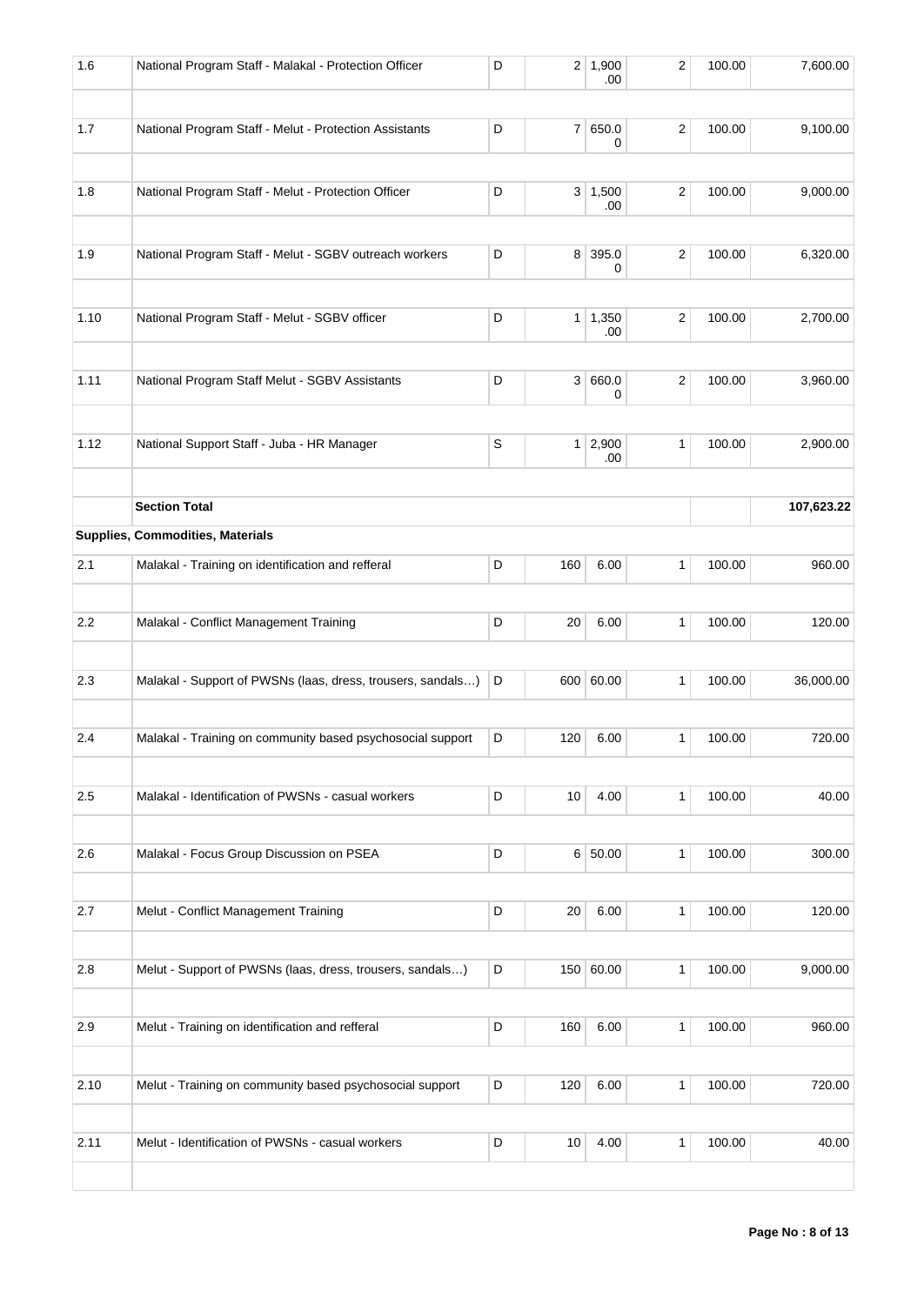| | | | | | | | |
|---|---|---|---|---|---|---|---|
| 1.6 | National Program Staff - Malakal - Protection Officer | D | 2 | 1,900.00 | 2 | 100.00 | 7,600.00 |
| | | | | | | | |
| 1.7 | National Program Staff - Melut - Protection Assistants | D | 7 | 650.00 | 2 | 100.00 | 9,100.00 |
| | | | | | | | |
| 1.8 | National Program Staff - Melut - Protection Officer | D | 3 | 1,500.00 | 2 | 100.00 | 9,000.00 |
| | | | | | | | |
| 1.9 | National Program Staff - Melut - SGBV outreach workers | D | 8 | 395.00 | 2 | 100.00 | 6,320.00 |
| | | | | | | | |
| 1.10 | National Program Staff - Melut - SGBV officer | D | 1 | 1,350.00 | 2 | 100.00 | 2,700.00 |
| | | | | | | | |
| 1.11 | National Program Staff Melut - SGBV Assistants | D | 3 | 660.00 | 2 | 100.00 | 3,960.00 |
| | | | | | | | |
| 1.12 | National Support Staff - Juba - HR Manager | S | 1 | 2,900.00 | 1 | 100.00 | 2,900.00 |
| | | | | | | | |
| | **Section Total** | | | | | | **107,623.22** |
| **Supplies, Commodities, Materials** | | | | | | | |
| 2.1 | Malakal - Training on identification and refferal | D | 160 | 6.00 | 1 | 100.00 | 960.00 |
| | | | | | | | |
| 2.2 | Malakal - Conflict Management Training | D | 20 | 6.00 | 1 | 100.00 | 120.00 |
| | | | | | | | |
| 2.3 | Malakal - Support of PWSNs (laas, dress, trousers, sandals…) | D | 600 | 60.00 | 1 | 100.00 | 36,000.00 |
| | | | | | | | |
| 2.4 | Malakal - Training on community based psychosocial support | D | 120 | 6.00 | 1 | 100.00 | 720.00 |
| | | | | | | | |
| 2.5 | Malakal - Identification of PWSNs - casual workers | D | 10 | 4.00 | 1 | 100.00 | 40.00 |
| | | | | | | | |
| 2.6 | Malakal - Focus Group Discussion on PSEA | D | 6 | 50.00 | 1 | 100.00 | 300.00 |
| | | | | | | | |
| 2.7 | Melut - Conflict Management Training | D | 20 | 6.00 | 1 | 100.00 | 120.00 |
| | | | | | | | |
| 2.8 | Melut - Support of PWSNs (laas, dress, trousers, sandals…) | D | 150 | 60.00 | 1 | 100.00 | 9,000.00 |
| | | | | | | | |
| 2.9 | Melut - Training on identification and refferal | D | 160 | 6.00 | 1 | 100.00 | 960.00 |
| | | | | | | | |
| 2.10 | Melut - Training on community based psychosocial support | D | 120 | 6.00 | 1 | 100.00 | 720.00 |
| | | | | | | | |
| 2.11 | Melut - Identification of PWSNs - casual workers | D | 10 | 4.00 | 1 | 100.00 | 40.00 |
| | | | | | | | |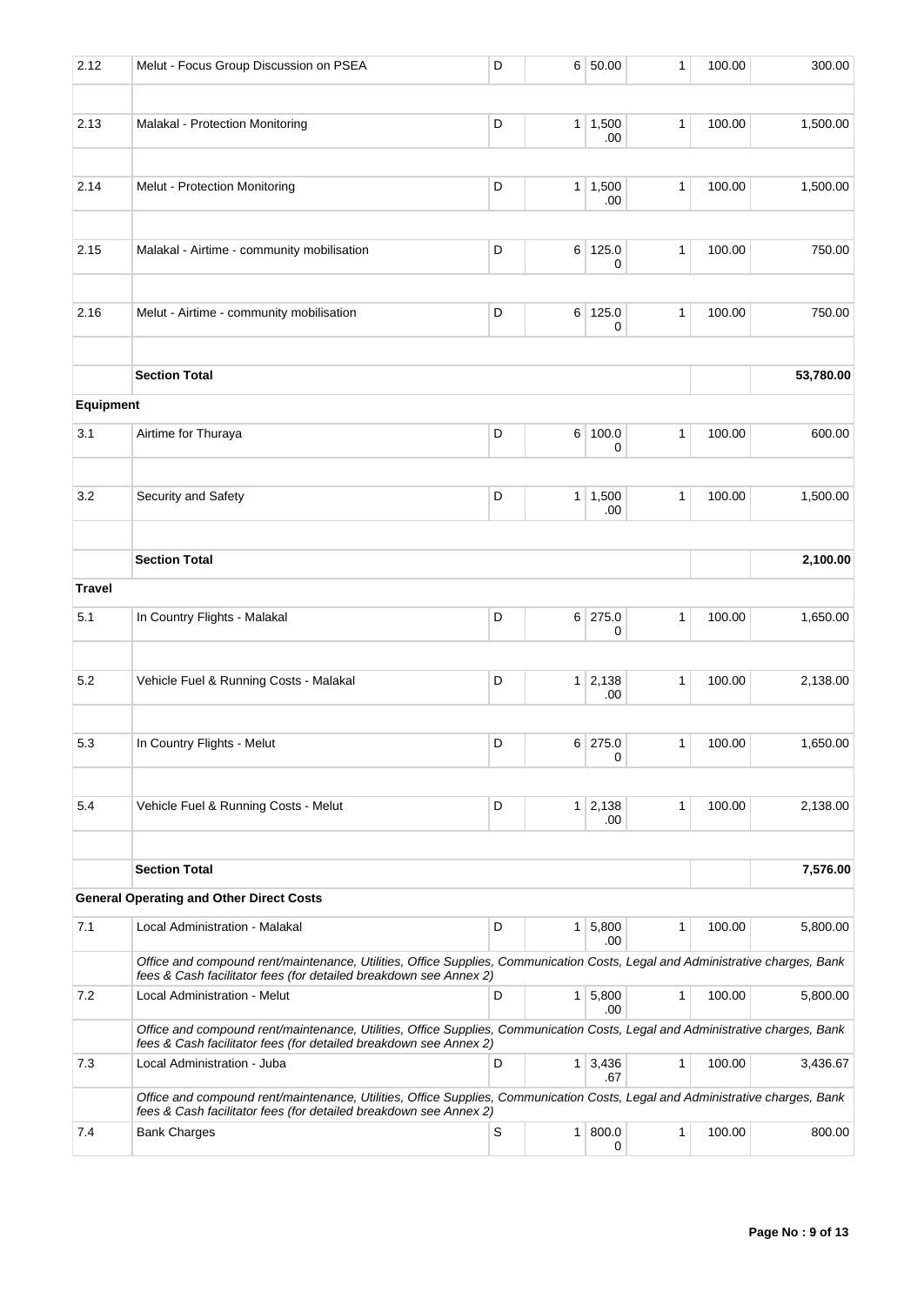| | | | | | | | |
|---|---|---|---|---|---|---|---|
| 2.12 | Melut - Focus Group Discussion on PSEA | D | 6 | 50.00 | 1 | 100.00 | 300.00 |
| | | | | | | | |
| 2.13 | Malakal - Protection Monitoring | D | 1 | 1,500.00 | 1 | 100.00 | 1,500.00 |
| | | | | | | | |
| 2.14 | Melut - Protection Monitoring | D | 1 | 1,500.00 | 1 | 100.00 | 1,500.00 |
| | | | | | | | |
| 2.15 | Malakal - Airtime - community mobilisation | D | 6 | 125.00 | 1 | 100.00 | 750.00 |
| | | | | | | | |
| 2.16 | Melut - Airtime - community mobilisation | D | 6 | 125.00 | 1 | 100.00 | 750.00 |
| | | | | | | | |
| | **Section Total** | | | | | | **53,780.00** |
| **Equipment** | | | | | | | |
| 3.1 | Airtime for Thuraya | D | 6 | 100.00 | 1 | 100.00 | 600.00 |
| | | | | | | | |
| 3.2 | Security and Safety | D | 1 | 1,500.00 | 1 | 100.00 | 1,500.00 |
| | | | | | | | |
| | **Section Total** | | | | | | **2,100.00** |
| **Travel** | | | | | | | |
| 5.1 | In Country Flights - Malakal | D | 6 | 275.00 | 1 | 100.00 | 1,650.00 |
| | | | | | | | |
| 5.2 | Vehicle Fuel & Running Costs - Malakal | D | 1 | 2,138.00 | 1 | 100.00 | 2,138.00 |
| | | | | | | | |
| 5.3 | In Country Flights - Melut | D | 6 | 275.00 | 1 | 100.00 | 1,650.00 |
| | | | | | | | |
| 5.4 | Vehicle Fuel & Running Costs - Melut | D | 1 | 2,138.00 | 1 | 100.00 | 2,138.00 |
| | | | | | | | |
| | **Section Total** | | | | | | **7,576.00** |
| **General Operating and Other Direct Costs** | | | | | | | |
| 7.1 | Local Administration - Malakal | D | 1 | 5,800.00 | 1 | 100.00 | 5,800.00 |
| | *Office and compound rent/maintenance, Utilities, Office Supplies, Communication Costs, Legal and Administrative charges, Bank fees & Cash facilitator fees (for detailed breakdown see Annex 2)* | | | | | | |
| 7.2 | Local Administration - Melut | D | 1 | 5,800.00 | 1 | 100.00 | 5,800.00 |
| | *Office and compound rent/maintenance, Utilities, Office Supplies, Communication Costs, Legal and Administrative charges, Bank fees & Cash facilitator fees (for detailed breakdown see Annex 2)* | | | | | | |
| 7.3 | Local Administration - Juba | D | 1 | 3,436.67 | 1 | 100.00 | 3,436.67 |
| | *Office and compound rent/maintenance, Utilities, Office Supplies, Communication Costs, Legal and Administrative charges, Bank fees & Cash facilitator fees (for detailed breakdown see Annex 2)* | | | | | | |
| 7.4 | Bank Charges | S | 1 | 800.00 | 1 | 100.00 | 800.00 |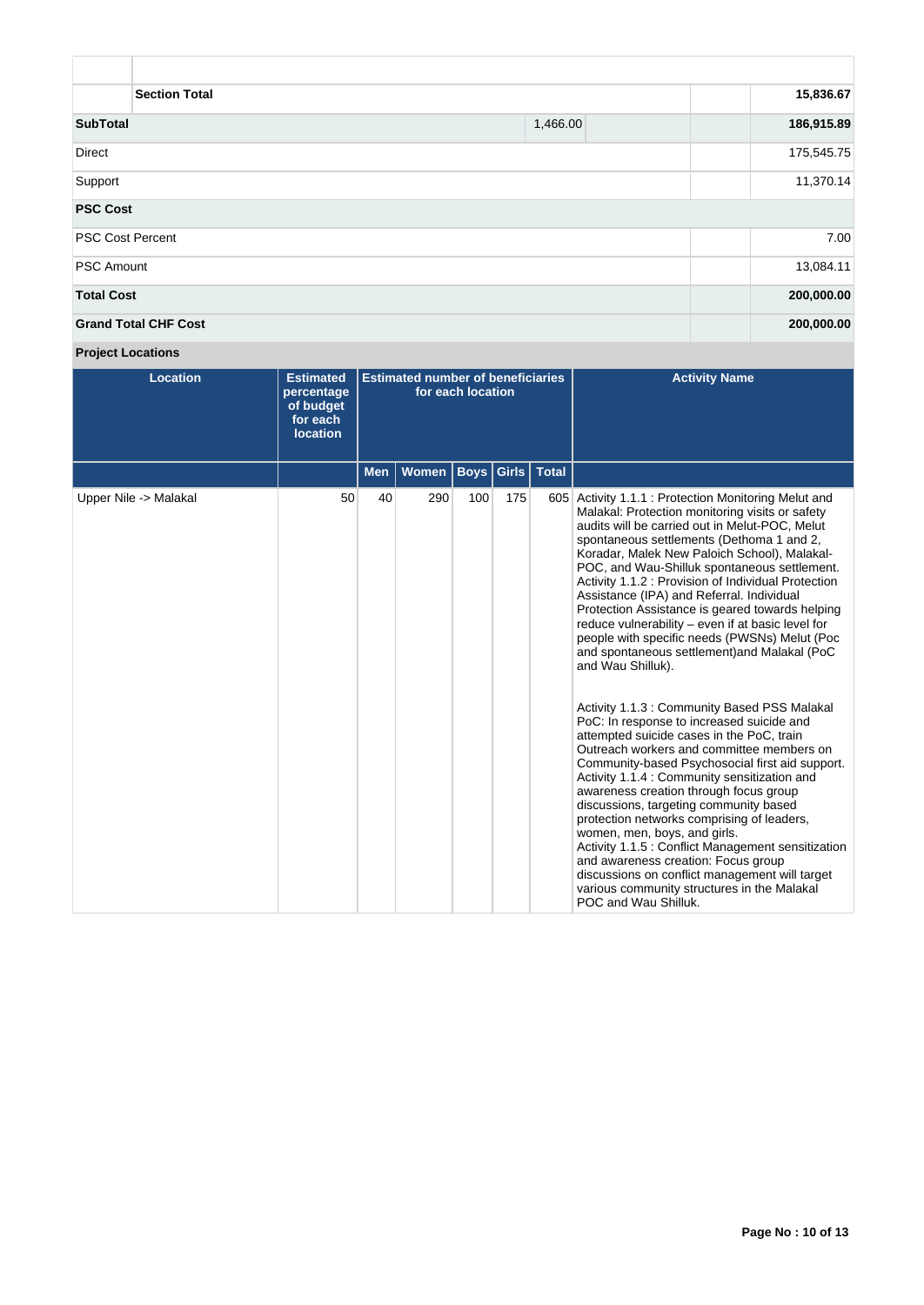| | | | | |
|---|---|---|---|---|
| | Section Total | | | 15,836.67 |
| **SubTotal** | | 1,466.00 | | **186,915.89** |
| Direct | | | | 175,545.75 |
| Support | | | | 11,370.14 |
| **PSC Cost** | | | | |
| PSC Cost Percent | | | | 7.00 |
| PSC Amount | | | | 13,084.11 |
| **Total Cost** | | | | **200,000.00** |
| **Grand Total CHF Cost** | | | | **200,000.00** |

**Project Locations**

| Location | Estimated percentage of budget for each location | Estimated number of beneficiaries for each location | | | | | Activity Name |
|---|---|---|---|---|---|---|---|
| | | Men | Women | Boys | Girls | Total | |
| Upper Nile -> Malakal | 50 | 40 | 290 | 100 | 175 | 605 | Activity 1.1.1 : Protection Monitoring Melut and Malakal: Protection monitoring visits or safety audits will be carried out in Melut-POC, Melut spontaneous settlements (Dethoma 1 and 2, Koradar, Malek New Paloich School), Malakal-POC, and Wau-Shilluk spontaneous settlement.<br>Activity 1.1.2 : Provision of Individual Protection Assistance (IPA) and Referral. Individual Protection Assistance is geared towards helping reduce vulnerability – even if at basic level for people with specific needs (PWSNs) Melut (Poc and spontaneous settlement)and Malakal (PoC and Wau Shilluk).<br><br>Activity 1.1.3 : Community Based PSS Malakal PoC: In response to increased suicide and attempted suicide cases in the PoC, train Outreach workers and committee members on Community-based Psychosocial first aid support.<br>Activity 1.1.4 : Community sensitization and awareness creation through focus group discussions, targeting community based protection networks comprising of leaders, women, men, boys, and girls.<br>Activity 1.1.5 : Conflict Management sensitization and awareness creation: Focus group discussions on conflict management will target various community structures in the Malakal POC and Wau Shilluk. |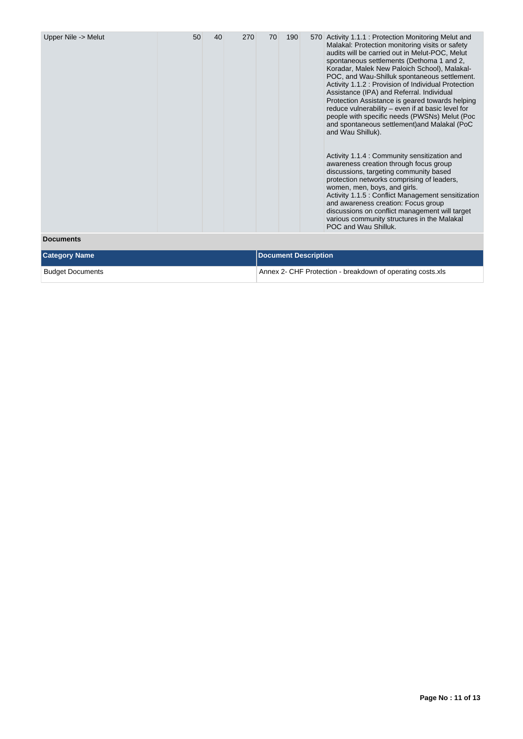| | | | | | | | |
|---|---|---|---|---|---|---|---|
| Upper Nile -> Melut | 50 | 40 | 270 | 70 | 190 | 570 | Activity 1.1.1 : Protection Monitoring Melut and Malakal: Protection monitoring visits or safety audits will be carried out in Melut-POC, Melut spontaneous settlements (Dethoma 1 and 2, Koradar, Malek New Paloich School), Malakal-POC, and Wau-Shilluk spontaneous settlement.<br>Activity 1.1.2 : Provision of Individual Protection Assistance (IPA) and Referral. Individual Protection Assistance is geared towards helping reduce vulnerability – even if at basic level for people with specific needs (PWSNs) Melut (Poc and spontaneous settlement)and Malakal (PoC and Wau Shilluk).<br><br>Activity 1.1.4 : Community sensitization and awareness creation through focus group discussions, targeting community based protection networks comprising of leaders, women, men, boys, and girls.<br>Activity 1.1.5 : Conflict Management sensitization and awareness creation: Focus group discussions on conflict management will target various community structures in the Malakal POC and Wau Shilluk. |

**Documents**

| Category Name | Document Description |
|---|---|
| Budget Documents | Annex 2- CHF Protection - breakdown of operating costs.xls |